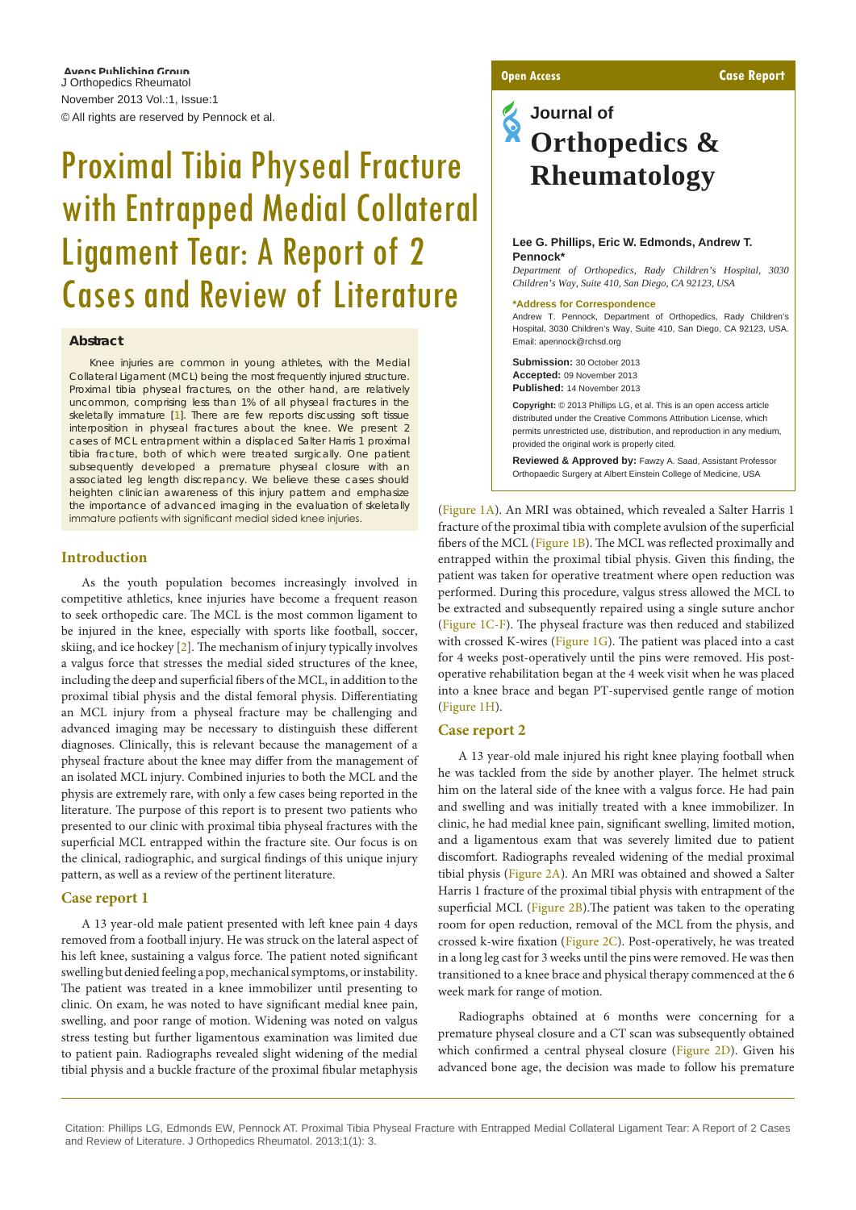Open Access | Case Report

# Proximal Tibia Physeal Fracture with Entrapped Medial Collateral Ligament Tear: A Report of 2 Cases and Review of Literature

**Lee G. Phillips, Eric W. Edmonds, Andrew T. Pennock\***

*Department of Orthopedics, Rady Children's Hospital, 3030 Children's Way, Suite 410, San Diego, CA 92123, USA*

**\*Address for Correspondence**

Andrew T. Pennock, Department of Orthopedics, Rady Children's Hospital, 3030 Children's Way, Suite 410, San Diego, CA 92123, USA. Email: apennock@rchsd.org

**Submission:** 30 October 2013
**Accepted:** 09 November 2013
**Published:** 14 November 2013

**Copyright:** © 2013 Phillips LG, et al. This is an open access article distributed under the Creative Commons Attribution License, which permits unrestricted use, distribution, and reproduction in any medium, provided the original work is properly cited.

**Reviewed & Approved by:** Fawzy A. Saad, Assistant Professor Orthopaedic Surgery at Albert Einstein College of Medicine, USA

## Abstract

Knee injuries are common in young athletes, with the Medial Collateral Ligament (MCL) being the most frequently injured structure. Proximal tibia physeal fractures, on the other hand, are relatively uncommon, comprising less than 1% of all physeal fractures in the skeletally immature [1]. There are few reports discussing soft tissue interposition in physeal fractures about the knee. We present 2 cases of MCL entrapment within a displaced Salter Harris 1 proximal tibia fracture, both of which were treated surgically. One patient subsequently developed a premature physeal closure with an associated leg length discrepancy. We believe these cases should heighten clinician awareness of this injury pattern and emphasize the importance of advanced imaging in the evaluation of skeletally immature patients with significant medial sided knee injuries.

## Introduction

As the youth population becomes increasingly involved in competitive athletics, knee injuries have become a frequent reason to seek orthopedic care. The MCL is the most common ligament to be injured in the knee, especially with sports like football, soccer, skiing, and ice hockey [2]. The mechanism of injury typically involves a valgus force that stresses the medial sided structures of the knee, including the deep and superficial fibers of the MCL, in addition to the proximal tibial physis and the distal femoral physis. Differentiating an MCL injury from a physeal fracture may be challenging and advanced imaging may be necessary to distinguish these different diagnoses. Clinically, this is relevant because the management of a physeal fracture about the knee may differ from the management of an isolated MCL injury. Combined injuries to both the MCL and the physis are extremely rare, with only a few cases being reported in the literature. The purpose of this report is to present two patients who presented to our clinic with proximal tibia physeal fractures with the superficial MCL entrapped within the fracture site. Our focus is on the clinical, radiographic, and surgical findings of this unique injury pattern, as well as a review of the pertinent literature.

## Case report 1

A 13 year-old male patient presented with left knee pain 4 days removed from a football injury. He was struck on the lateral aspect of his left knee, sustaining a valgus force. The patient noted significant swelling but denied feeling a pop, mechanical symptoms, or instability. The patient was treated in a knee immobilizer until presenting to clinic. On exam, he was noted to have significant medial knee pain, swelling, and poor range of motion. Widening was noted on valgus stress testing but further ligamentous examination was limited due to patient pain. Radiographs revealed slight widening of the medial tibial physis and a buckle fracture of the proximal fibular metaphysis (Figure 1A). An MRI was obtained, which revealed a Salter Harris 1 fracture of the proximal tibia with complete avulsion of the superficial fibers of the MCL (Figure 1B). The MCL was reflected proximally and entrapped within the proximal tibial physis. Given this finding, the patient was taken for operative treatment where open reduction was performed. During this procedure, valgus stress allowed the MCL to be extracted and subsequently repaired using a single suture anchor (Figure 1C-F). The physeal fracture was then reduced and stabilized with crossed K-wires (Figure 1G). The patient was placed into a cast for 4 weeks post-operatively until the pins were removed. His post-operative rehabilitation began at the 4 week visit when he was placed into a knee brace and began PT-supervised gentle range of motion (Figure 1H).

## Case report 2

A 13 year-old male injured his right knee playing football when he was tackled from the side by another player. The helmet struck him on the lateral side of the knee with a valgus force. He had pain and swelling and was initially treated with a knee immobilizer. In clinic, he had medial knee pain, significant swelling, limited motion, and a ligamentous exam that was severely limited due to patient discomfort. Radiographs revealed widening of the medial proximal tibial physis (Figure 2A). An MRI was obtained and showed a Salter Harris 1 fracture of the proximal tibial physis with entrapment of the superficial MCL (Figure 2B).The patient was taken to the operating room for open reduction, removal of the MCL from the physis, and crossed k-wire fixation (Figure 2C). Post-operatively, he was treated in a long leg cast for 3 weeks until the pins were removed. He was then transitioned to a knee brace and physical therapy commenced at the 6 week mark for range of motion.

Radiographs obtained at 6 months were concerning for a premature physeal closure and a CT scan was subsequently obtained which confirmed a central physeal closure (Figure 2D). Given his advanced bone age, the decision was made to follow his premature

Citation: Phillips LG, Edmonds EW, Pennock AT. Proximal Tibia Physeal Fracture with Entrapped Medial Collateral Ligament Tear: A Report of 2 Cases and Review of Literature. J Orthopedics Rheumatol. 2013;1(1): 3.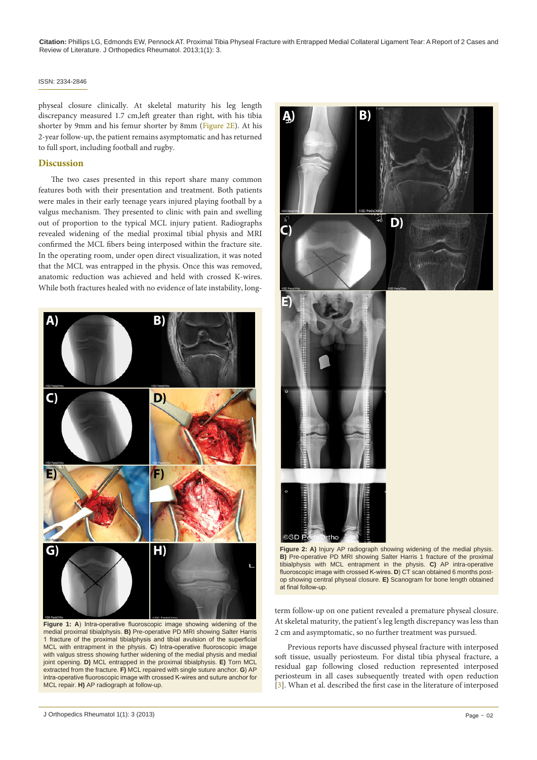physeal closure clinically. At skeletal maturity his leg length discrepancy measured 1.7 cm,left greater than right, with his tibia shorter by 9mm and his femur shorter by 8mm (Figure 2E). At his 2-year follow-up, the patient remains asymptomatic and has returned to full sport, including football and rugby.

## Discussion

The two cases presented in this report share many common features both with their presentation and treatment. Both patients were males in their early teenage years injured playing football by a valgus mechanism. They presented to clinic with pain and swelling out of proportion to the typical MCL injury patient. Radiographs revealed widening of the medial proximal tibial physis and MRI confirmed the MCL fibers being interposed within the fracture site. In the operating room, under open direct visualization, it was noted that the MCL was entrapped in the physis. Once this was removed, anatomic reduction was achieved and held with crossed K-wires. While both fractures healed with no evidence of late instability, long-term follow-up on one patient revealed a premature physeal closure. At skeletal maturity, the patient's leg length discrepancy was less than 2 cm and asymptomatic, so no further treatment was pursued.

**Figure 1: A**) Intra-operative fluoroscopic image showing widening of the medial proximal tibialphysis. **B)** Pre-operative PD MRI showing Salter Harris 1 fracture of the proximal tibialphysis and tibial avulsion of the superficial MCL with entrapment in the physis. **C**) Intra-operative fluoroscopic image with valgus stress showing further widening of the medial physis and medial joint opening. **D)** MCL entrapped in the proximal tibialphysis. **E)** Torn MCL extracted from the fracture. **F)** MCL repaired with single suture anchor. **G**) AP intra-operative fluoroscopic image with crossed K-wires and suture anchor for MCL repair. **H)** AP radiograph at follow-up.

**Figure 2: A)** Injury AP radiograph showing widening of the medial physis. **B)** Pre-operative PD MRI showing Salter Harris 1 fracture of the proximal tibialphysis with MCL entrapment in the physis. **C)** AP intra-operative fluoroscopic image with crossed K-wires. **D**) CT scan obtained 6 months post-op showing central physeal closure. **E)** Scanogram for bone length obtained at final follow-up.

Previous reports have discussed physeal fracture with interposed soft tissue, usually periosteum. For distal tibia physeal fracture, a residual gap following closed reduction represented interposed periosteum in all cases subsequently treated with open reduction [3]. Whan et al. described the first case in the literature of interposed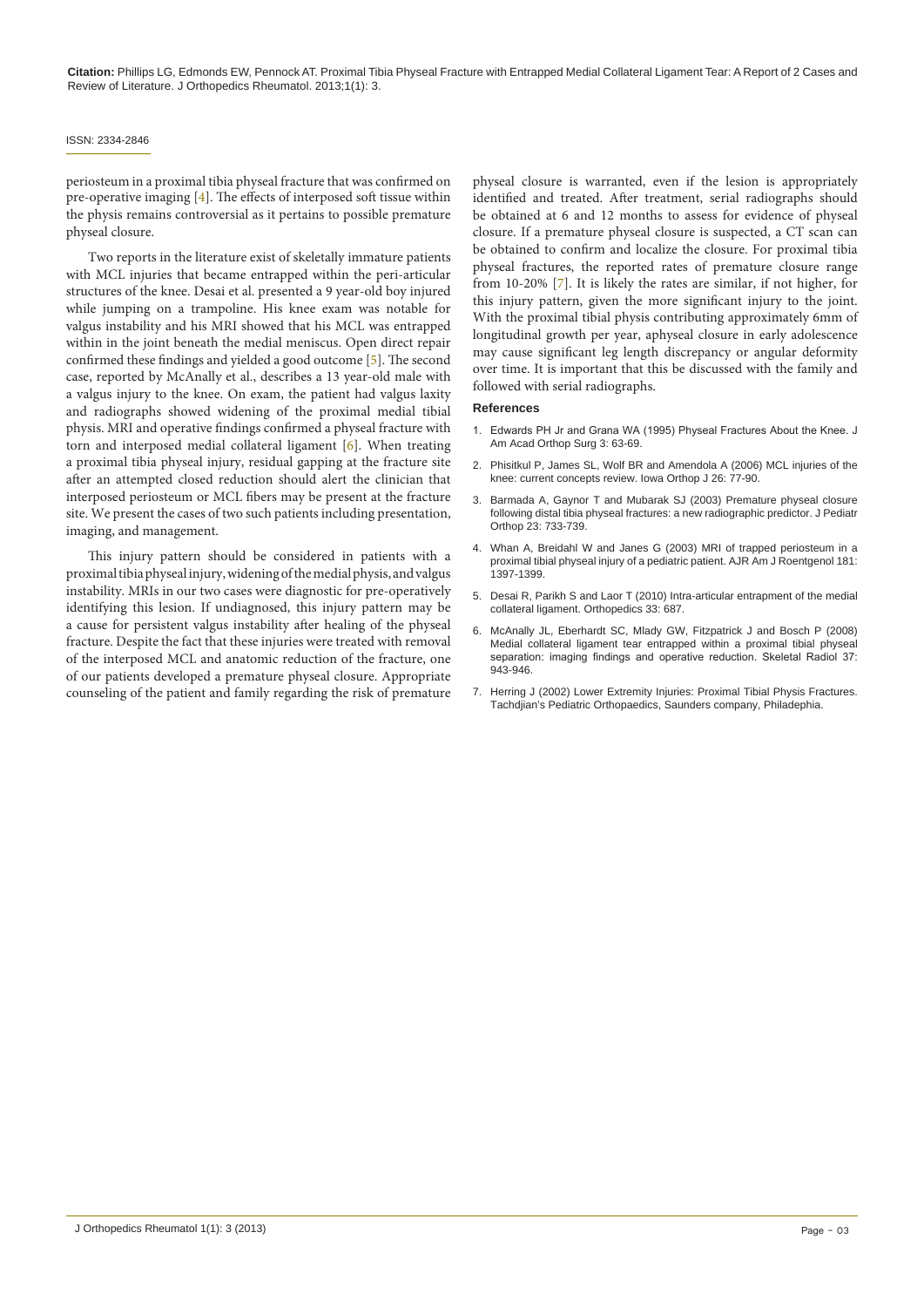periosteum in a proximal tibia physeal fracture that was confirmed on pre-operative imaging [4]. The effects of interposed soft tissue within the physis remains controversial as it pertains to possible premature physeal closure.

Two reports in the literature exist of skeletally immature patients with MCL injuries that became entrapped within the peri-articular structures of the knee. Desai et al. presented a 9 year-old boy injured while jumping on a trampoline. His knee exam was notable for valgus instability and his MRI showed that his MCL was entrapped within in the joint beneath the medial meniscus. Open direct repair confirmed these findings and yielded a good outcome [5]. The second case, reported by McAnally et al., describes a 13 year-old male with a valgus injury to the knee. On exam, the patient had valgus laxity and radiographs showed widening of the proximal medial tibial physis. MRI and operative findings confirmed a physeal fracture with torn and interposed medial collateral ligament [6]. When treating a proximal tibia physeal injury, residual gapping at the fracture site after an attempted closed reduction should alert the clinician that interposed periosteum or MCL fibers may be present at the fracture site. We present the cases of two such patients including presentation, imaging, and management.

This injury pattern should be considered in patients with a proximal tibia physeal injury, widening of the medial physis, and valgus instability. MRIs in our two cases were diagnostic for pre-operatively identifying this lesion. If undiagnosed, this injury pattern may be a cause for persistent valgus instability after healing of the physeal fracture. Despite the fact that these injuries were treated with removal of the interposed MCL and anatomic reduction of the fracture, one of our patients developed a premature physeal closure. Appropriate counseling of the patient and family regarding the risk of premature physeal closure is warranted, even if the lesion is appropriately identified and treated. After treatment, serial radiographs should be obtained at 6 and 12 months to assess for evidence of physeal closure. If a premature physeal closure is suspected, a CT scan can be obtained to confirm and localize the closure. For proximal tibia physeal fractures, the reported rates of premature closure range from 10-20% [7]. It is likely the rates are similar, if not higher, for this injury pattern, given the more significant injury to the joint. With the proximal tibial physis contributing approximately 6mm of longitudinal growth per year, aphyseal closure in early adolescence may cause significant leg length discrepancy or angular deformity over time. It is important that this be discussed with the family and followed with serial radiographs.

### References

1. Edwards PH Jr and Grana WA (1995) Physeal Fractures About the Knee. J Am Acad Orthop Surg 3: 63-69.
2. Phisitkul P, James SL, Wolf BR and Amendola A (2006) MCL injuries of the knee: current concepts review. Iowa Orthop J 26: 77-90.
3. Barmada A, Gaynor T and Mubarak SJ (2003) Premature physeal closure following distal tibia physeal fractures: a new radiographic predictor. J Pediatr Orthop 23: 733-739.
4. Whan A, Breidahl W and Janes G (2003) MRI of trapped periosteum in a proximal tibial physeal injury of a pediatric patient. AJR Am J Roentgenol 181: 1397-1399.
5. Desai R, Parikh S and Laor T (2010) Intra-articular entrapment of the medial collateral ligament. Orthopedics 33: 687.
6. McAnally JL, Eberhardt SC, Mlady GW, Fitzpatrick J and Bosch P (2008) Medial collateral ligament tear entrapped within a proximal tibial physeal separation: imaging findings and operative reduction. Skeletal Radiol 37: 943-946.
7. Herring J (2002) Lower Extremity Injuries: Proximal Tibial Physis Fractures. Tachdjian's Pediatric Orthopaedics, Saunders company, Philadephia.